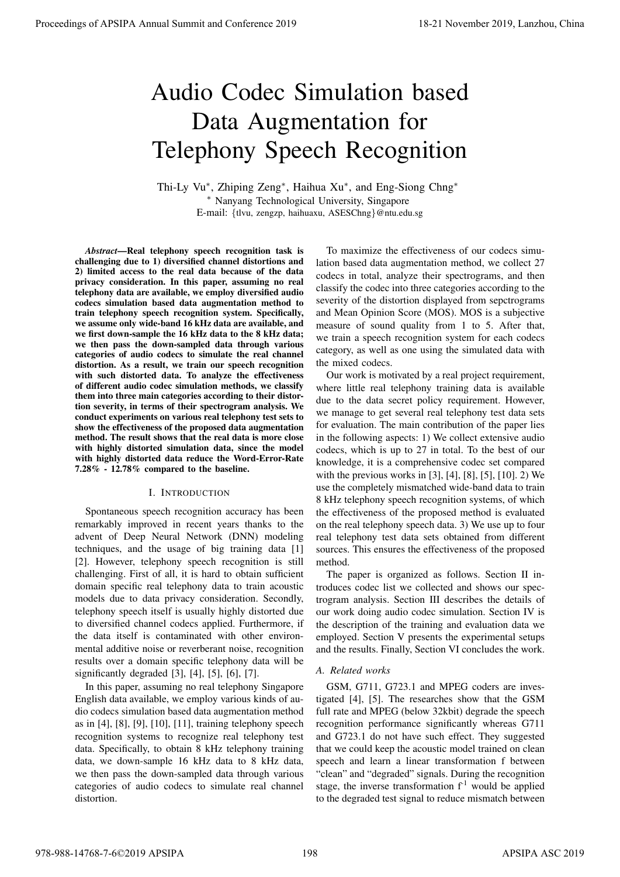# Audio Codec Simulation based Data Augmentation for Telephony Speech Recognition

Thi-Ly Vu*, Zhiping Zeng*, Haihua Xu*, and Eng-Siong Chng*
* Nanyang Technological University, Singapore
E-mail: {tlvu, zengzp, haihuaxu, ASESChng}@ntu.edu.sg

***Abstract*—Real telephony speech recognition task is challenging due to 1) diversified channel distortions and 2) limited access to the real data because of the data privacy consideration. In this paper, assuming no real telephony data are available, we employ diversified audio codecs simulation based data augmentation method to train telephony speech recognition system. Specifically, we assume only wide-band 16 kHz data are available, and we first down-sample the 16 kHz data to the 8 kHz data; we then pass the down-sampled data through various categories of audio codecs to simulate the real channel distortion. As a result, we train our speech recognition with such distorted data. To analyze the effectiveness of different audio codec simulation methods, we classify them into three main categories according to their distortion severity, in terms of their spectrogram analysis. We conduct experiments on various real telephony test sets to show the effectiveness of the proposed data augmentation method. The result shows that the real data is more close with highly distorted simulation data, since the model with highly distorted data reduce the Word-Error-Rate 7.28% - 12.78% compared to the baseline.**

## I. Introduction

Spontaneous speech recognition accuracy has been remarkably improved in recent years thanks to the advent of Deep Neural Network (DNN) modeling techniques, and the usage of big training data [1] [2]. However, telephony speech recognition is still challenging. First of all, it is hard to obtain sufficient domain specific real telephony data to train acoustic models due to data privacy consideration. Secondly, telephony speech itself is usually highly distorted due to diversified channel codecs applied. Furthermore, if the data itself is contaminated with other environmental additive noise or reverberant noise, recognition results over a domain specific telephony data will be significantly degraded [3], [4], [5], [6], [7].

In this paper, assuming no real telephony Singapore English data available, we employ various kinds of audio codecs simulation based data augmentation method as in [4], [8], [9], [10], [11], training telephony speech recognition systems to recognize real telephony test data. Specifically, to obtain 8 kHz telephony training data, we down-sample 16 kHz data to 8 kHz data, we then pass the down-sampled data through various categories of audio codecs to simulate real channel distortion.

To maximize the effectiveness of our codecs simulation based data augmentation method, we collect 27 codecs in total, analyze their spectrograms, and then classify the codec into three categories according to the severity of the distortion displayed from sepctrograms and Mean Opinion Score (MOS). MOS is a subjective measure of sound quality from 1 to 5. After that, we train a speech recognition system for each codecs category, as well as one using the simulated data with the mixed codecs.

Our work is motivated by a real project requirement, where little real telephony training data is available due to the data secret policy requirement. However, we manage to get several real telephony test data sets for evaluation. The main contribution of the paper lies in the following aspects: 1) We collect extensive audio codecs, which is up to 27 in total. To the best of our knowledge, it is a comprehensive codec set compared with the previous works in [3], [4], [8], [5], [10]. 2) We use the completely mismatched wide-band data to train 8 kHz telephony speech recognition systems, of which the effectiveness of the proposed method is evaluated on the real telephony speech data. 3) We use up to four real telephony test data sets obtained from different sources. This ensures the effectiveness of the proposed method.

The paper is organized as follows. Section II introduces codec list we collected and shows our spectrogram analysis. Section III describes the details of our work doing audio codec simulation. Section IV is the description of the training and evaluation data we employed. Section V presents the experimental setups and the results. Finally, Section VI concludes the work.

### A. Related works

GSM, G711, G723.1 and MPEG coders are investigated [4], [5]. The researches show that the GSM full rate and MPEG (below 32kbit) degrade the speech recognition performance significantly whereas G711 and G723.1 do not have such effect. They suggested that we could keep the acoustic model trained on clean speech and learn a linear transformation f between "clean" and "degraded" signals. During the recognition stage, the inverse transformation $f^{-1}$ would be applied to the degraded test signal to reduce mismatch between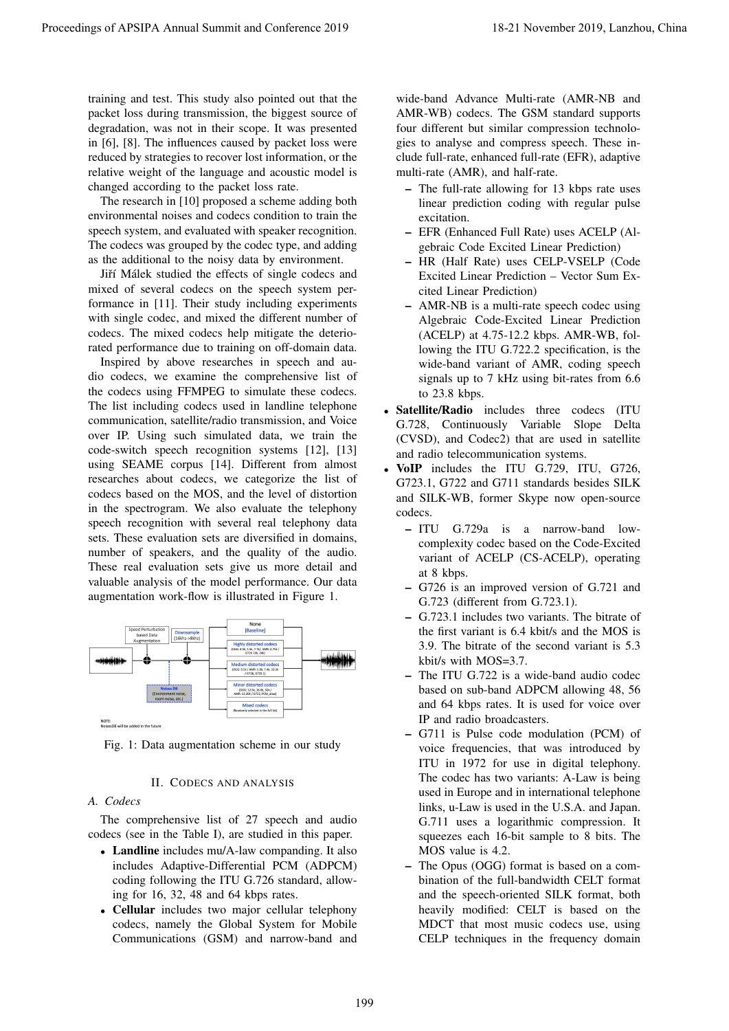training and test. This study also pointed out that the packet loss during transmission, the biggest source of degradation, was not in their scope. It was presented in [6], [8]. The influences caused by packet loss were reduced by strategies to recover lost information, or the relative weight of the language and acoustic model is changed according to the packet loss rate.

The research in [10] proposed a scheme adding both environmental noises and codecs condition to train the speech system, and evaluated with speaker recognition. The codecs was grouped by the codec type, and adding as the additional to the noisy data by environment.

Jiří Málek studied the effects of single codecs and mixed of several codecs on the speech system performance in [11]. Their study including experiments with single codec, and mixed the different number of codecs. The mixed codecs help mitigate the deteriorated performance due to training on off-domain data.

Inspired by above researches in speech and audio codecs, we examine the comprehensive list of the codecs using FFMPEG to simulate these codecs. The list including codecs used in landline telephone communication, satellite/radio transmission, and Voice over IP. Using such simulated data, we train the code-switch speech recognition systems [12], [13] using SEAME corpus [14]. Different from almost researches about codecs, we categorize the list of codecs based on the MOS, and the level of distortion in the spectrogram. We also evaluate the telephony speech recognition with several real telephony data sets. These evaluation sets are diversified in domains, number of speakers, and the quality of the audio. These real evaluation sets give us more detail and valuable analysis of the model performance. Our data augmentation work-flow is illustrated in Figure 1.

Fig. 1: Data augmentation scheme in our study

## II. Codecs and Analysis

### A. Codecs

The comprehensive list of 27 speech and audio codecs (see in the Table I), are studied in this paper.

- **Landline** includes mu/A-law companding. It also includes Adaptive-Differential PCM (ADPCM) coding following the ITU G.726 standard, allowing for 16, 32, 48 and 64 kbps rates.
- **Cellular** includes two major cellular telephony codecs, namely the Global System for Mobile Communications (GSM) and narrow-band and wide-band Advance Multi-rate (AMR-NB and AMR-WB) codecs. The GSM standard supports four different but similar compression technologies to analyse and compress speech. These include full-rate, enhanced full-rate (EFR), adaptive multi-rate (AMR), and half-rate.
  - The full-rate allowing for 13 kbps rate uses linear prediction coding with regular pulse excitation.
  - EFR (Enhanced Full Rate) uses ACELP (Algebraic Code Excited Linear Prediction)
  - HR (Half Rate) uses CELP-VSELP (Code Excited Linear Prediction – Vector Sum Excited Linear Prediction)
  - AMR-NB is a multi-rate speech codec using Algebraic Code-Excited Linear Prediction (ACELP) at 4.75-12.2 kbps. AMR-WB, following the ITU G.722.2 specification, is the wide-band variant of AMR, coding speech signals up to 7 kHz using bit-rates from 6.6 to 23.8 kbps.
- **Satellite/Radio** includes three codecs (ITU G.728, Continuously Variable Slope Delta (CVSD), and Codec2) that are used in satellite and radio telecommunication systems.
- **VoIP** includes the ITU G.729, ITU, G726, G723.1, G722 and G711 standards besides SILK and SILK-WB, former Skype now open-source codecs.
  - ITU G.729a is a narrow-band low-complexity codec based on the Code-Excited variant of ACELP (CS-ACELP), operating at 8 kbps.
  - G726 is an improved version of G.721 and G.723 (different from G.723.1).
  - G.723.1 includes two variants. The bitrate of the first variant is 6.4 kbit/s and the MOS is 3.9. The bitrate of the second variant is 5.3 kbit/s with MOS=3.7.
  - The ITU G.722 is a wide-band audio codec based on sub-band ADPCM allowing 48, 56 and 64 kbps rates. It is used for voice over IP and radio broadcasters.
  - G711 is Pulse code modulation (PCM) of voice frequencies, that was introduced by ITU in 1972 for use in digital telephony. The codec has two variants: A-Law is being used in Europe and in international telephone links, u-Law is used in the U.S.A. and Japan. G.711 uses a logarithmic compression. It squeezes each 16-bit sample to 8 bits. The MOS value is 4.2.
  - The Opus (OGG) format is based on a combination of the full-bandwidth CELT format and the speech-oriented SILK format, both heavily modified: CELT is based on the MDCT that most music codecs use, using CELP techniques in the frequency domain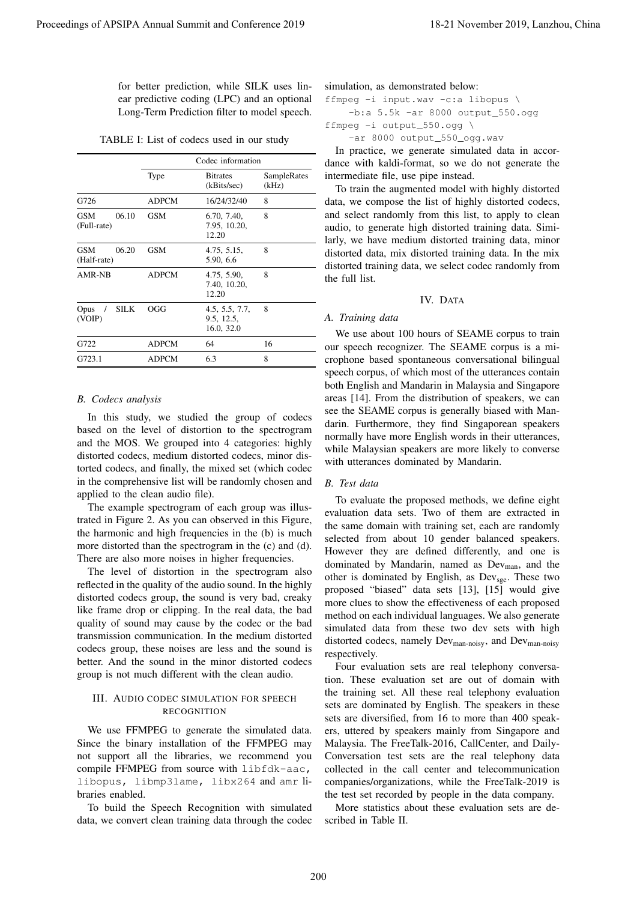for better prediction, while SILK uses linear predictive coding (LPC) and an optional Long-Term Prediction filter to model speech.

TABLE I: List of codecs used in our study

| | Codec information | | |
|---|---|---|---|
| | Type | Bitrates (kBits/sec) | SampleRates (kHz) |
| G726 | ADPCM | 16/24/32/40 | 8 |
| GSM 06.10 (Full-rate) | GSM | 6.70, 7.40, 7.95, 10.20, 12.20 | 8 |
| GSM 06.20 (Half-rate) | GSM | 4.75, 5.15, 5.90, 6.6 | 8 |
| AMR-NB | ADPCM | 4.75, 5.90, 7.40, 10.20, 12.20 | 8 |
| Opus / SILK (VOIP) | OGG | 4.5, 5.5, 7.7, 9.5, 12.5, 16.0, 32.0 | 8 |
| G722 | ADPCM | 64 | 16 |
| G723.1 | ADPCM | 6.3 | 8 |

### B. Codecs analysis

In this study, we studied the group of codecs based on the level of distortion to the spectrogram and the MOS. We grouped into 4 categories: highly distorted codecs, medium distorted codecs, minor distorted codecs, and finally, the mixed set (which codec in the comprehensive list will be randomly chosen and applied to the clean audio file).

The example spectrogram of each group was illustrated in Figure 2. As you can observed in this Figure, the harmonic and high frequencies in the (b) is much more distorted than the spectrogram in the (c) and (d). There are also more noises in higher frequencies.

The level of distortion in the spectrogram also reflected in the quality of the audio sound. In the highly distorted codecs group, the sound is very bad, creaky like frame drop or clipping. In the real data, the bad quality of sound may cause by the codec or the bad transmission communication. In the medium distorted codecs group, these noises are less and the sound is better. And the sound in the minor distorted codecs group is not much different with the clean audio.

## III. Audio codec simulation for speech recognition

We use FFMPEG to generate the simulated data. Since the binary installation of the FFMPEG may not support all the libraries, we recommend you compile FFMPEG from source with `libfdk-aac`, `libopus`, `libmp3lame`, `libx264` and `amr` libraries enabled.

To build the Speech Recognition with simulated data, we convert clean training data through the codec simulation, as demonstrated below:

```
ffmpeg -i input.wav -c:a libopus \
    -b:a 5.5k -ar 8000 output_550.ogg
ffmpeg -i output_550.ogg \
    -ar 8000 output_550_ogg.wav
```

In practice, we generate simulated data in accordance with kaldi-format, so we do not generate the intermediate file, use pipe instead.

To train the augmented model with highly distorted data, we compose the list of highly distorted codecs, and select randomly from this list, to apply to clean audio, to generate high distorted training data. Similarly, we have medium distorted training data, minor distorted data, mix distorted training data. In the mix distorted training data, we select codec randomly from the full list.

## IV. Data

### A. Training data

We use about 100 hours of SEAME corpus to train our speech recognizer. The SEAME corpus is a microphone based spontaneous conversational bilingual speech corpus, of which most of the utterances contain both English and Mandarin in Malaysia and Singapore areas [14]. From the distribution of speakers, we can see the SEAME corpus is generally biased with Mandarin. Furthermore, they find Singaporean speakers normally have more English words in their utterances, while Malaysian speakers are more likely to converse with utterances dominated by Mandarin.

### B. Test data

To evaluate the proposed methods, we define eight evaluation data sets. Two of them are extracted in the same domain with training set, each are randomly selected from about 10 gender balanced speakers. However they are defined differently, and one is dominated by Mandarin, named as $\text{Dev}_{\text{man}}$, and the other is dominated by English, as $\text{Dev}_{\text{sge}}$. These two proposed "biased" data sets [13], [15] would give more clues to show the effectiveness of each proposed method on each individual languages. We also generate simulated data from these two dev sets with high distorted codecs, namely $\text{Dev}_{\text{man-noisy}}$, and $\text{Dev}_{\text{man-noisy}}$ respectively.

Four evaluation sets are real telephony conversation. These evaluation set are out of domain with the training set. All these real telephony evaluation sets are dominated by English. The speakers in these sets are diversified, from 16 to more than 400 speakers, uttered by speakers mainly from Singapore and Malaysia. The FreeTalk-2016, CallCenter, and DailyConversation test sets are the real telephony data collected in the call center and telecommunication companies/organizations, while the FreeTalk-2019 is the test set recorded by people in the data company.

More statistics about these evaluation sets are described in Table II.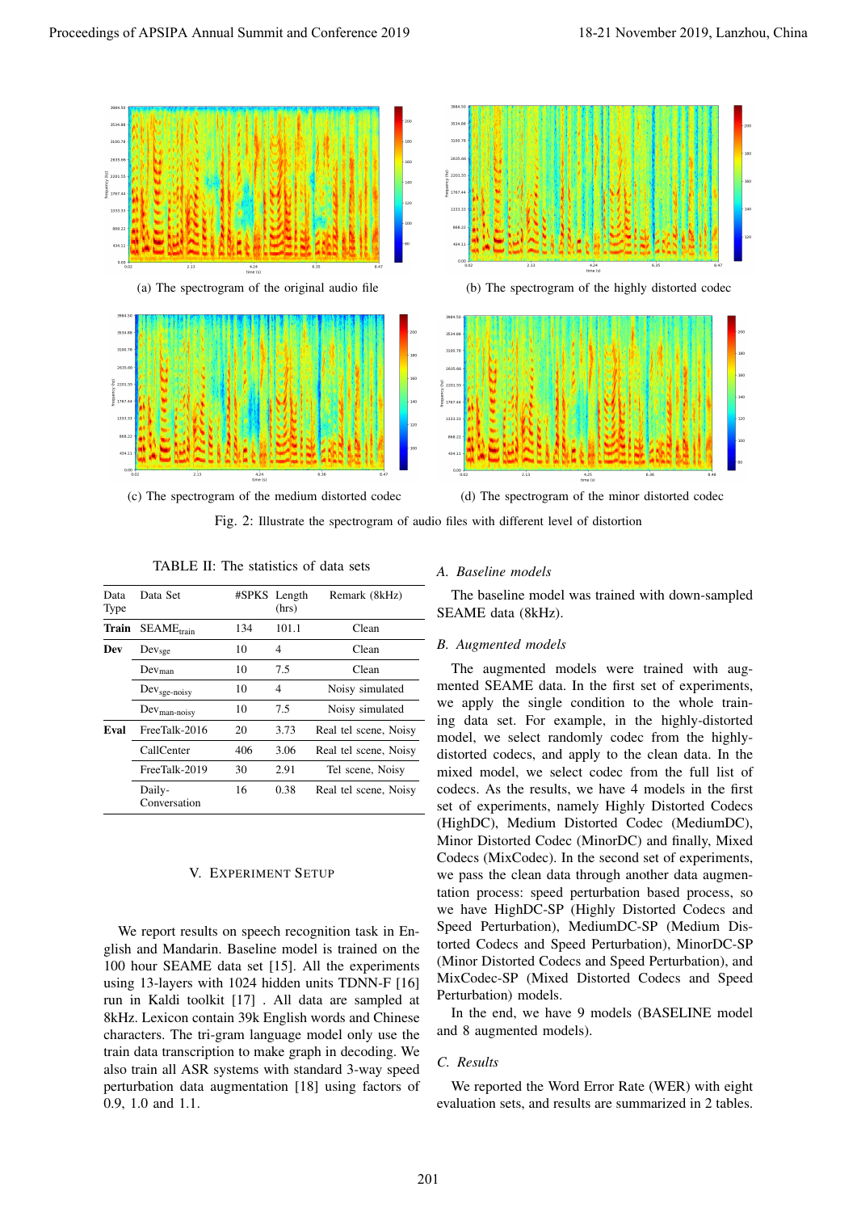(a) The spectrogram of the original audio file

(b) The spectrogram of the highly distorted codec

(c) The spectrogram of the medium distorted codec

(d) The spectrogram of the minor distorted codec

Fig. 2: Illustrate the spectrogram of audio files with different level of distortion

TABLE II: The statistics of data sets

| Data Type | Data Set | #SPKS | Length (hrs) | Remark (8kHz) |
|---|---|---|---|---|
| **Train** | $\text{SEAME}_{\text{train}}$ | 134 | 101.1 | Clean |
| **Dev** | $\text{Dev}_{\text{sge}}$ | 10 | 4 | Clean |
| | $\text{Dev}_{\text{man}}$ | 10 | 7.5 | Clean |
| | $\text{Dev}_{\text{sge-noisy}}$ | 10 | 4 | Noisy simulated |
| | $\text{Dev}_{\text{man-noisy}}$ | 10 | 7.5 | Noisy simulated |
| **Eval** | FreeTalk-2016 | 20 | 3.73 | Real tel scene, Noisy |
| | CallCenter | 406 | 3.06 | Real tel scene, Noisy |
| | FreeTalk-2019 | 30 | 2.91 | Tel scene, Noisy |
| | Daily-Conversation | 16 | 0.38 | Real tel scene, Noisy |

## V. Experiment Setup

We report results on speech recognition task in English and Mandarin. Baseline model is trained on the 100 hour SEAME data set [15]. All the experiments using 13-layers with 1024 hidden units TDNN-F [16] run in Kaldi toolkit [17] . All data are sampled at 8kHz. Lexicon contain 39k English words and Chinese characters. The tri-gram language model only use the train data transcription to make graph in decoding. We also train all ASR systems with standard 3-way speed perturbation data augmentation [18] using factors of 0.9, 1.0 and 1.1.

### A. Baseline models

The baseline model was trained with down-sampled SEAME data (8kHz).

### B. Augmented models

The augmented models were trained with augmented SEAME data. In the first set of experiments, we apply the single condition to the whole training data set. For example, in the highly-distorted model, we select randomly codec from the highly-distorted codecs, and apply to the clean data. In the mixed model, we select codec from the full list of codecs. As the results, we have 4 models in the first set of experiments, namely Highly Distorted Codecs (HighDC), Medium Distorted Codec (MediumDC), Minor Distorted Codec (MinorDC) and finally, Mixed Codecs (MixCodec). In the second set of experiments, we pass the clean data through another data augmentation process: speed perturbation based process, so we have HighDC-SP (Highly Distorted Codecs and Speed Perturbation), MediumDC-SP (Medium Distorted Codecs and Speed Perturbation), MinorDC-SP (Minor Distorted Codecs and Speed Perturbation), and MixCodec-SP (Mixed Distorted Codecs and Speed Perturbation) models.

In the end, we have 9 models (BASELINE model and 8 augmented models).

### C. Results

We reported the Word Error Rate (WER) with eight evaluation sets, and results are summarized in 2 tables.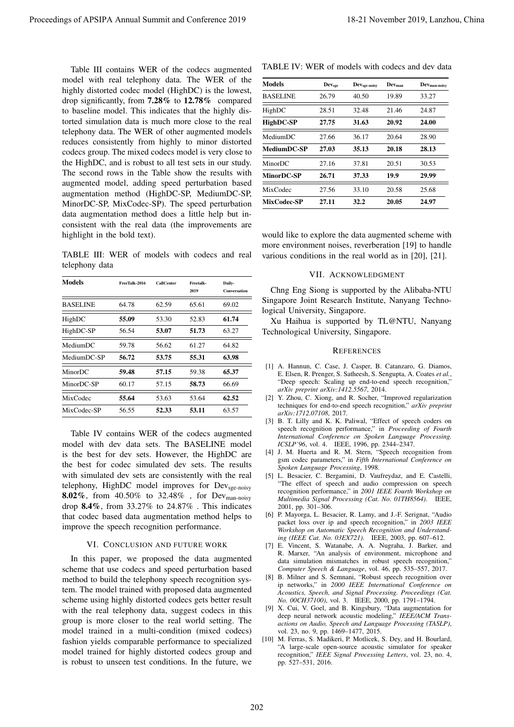Table III contains WER of the codecs augmented model with real telephony data. The WER of the highly distorted codec model (HighDC) is the lowest, drop significantly, from **7.28%** to **12.78%** compared to baseline model. This indicates that the highly distorted simulation data is much more close to the real telephony data. The WER of other augmented models reduces consistently from highly to minor distorted codecs group. The mixed codecs model is very close to the HighDC, and is robust to all test sets in our study. The second rows in the Table show the results with augmented model, adding speed perturbation based augmentation method (HighDC-SP, MediumDC-SP, MinorDC-SP, MixCodec-SP). The speed perturbation data augmentation method does a little help but inconsistent with the real data (the improvements are highlight in the bold text).

TABLE III: WER of models with codecs and real telephony data

| Models | FreeTalk-2016 | CallCenter | Freetalk-2019 | Daily-Conversation |
|---|---|---|---|---|
| BASELINE | 64.78 | 62.59 | 65.61 | 69.02 |
| HighDC | **55.09** | 53.30 | 52.83 | **61.74** |
| HighDC-SP | 56.54 | **53.07** | **51.73** | 63.27 |
| MediumDC | 59.78 | 56.62 | 61.27 | 64.82 |
| MediumDC-SP | **56.72** | **53.75** | **55.31** | **63.98** |
| MinorDC | **59.48** | **57.15** | 59.38 | **65.37** |
| MinorDC-SP | 60.17 | 57.15 | **58.73** | 66.69 |
| MixCodec | **55.64** | 53.63 | 53.64 | **62.52** |
| MixCodec-SP | 56.55 | **52.33** | **53.11** | 63.57 |

Table IV contains WER of the codecs augmented model with dev data sets. The BASELINE model is the best for dev sets. However, the HighDC are the best for codec simulated dev sets. The results with simulated dev sets are consistently with the real telephony, HighDC model improves for $\text{Dev}_{\text{sge-noisy}}$ **8.02%**, from 40.50% to 32.48% , for $\text{Dev}_{\text{man-noisy}}$ drop **8.4%**, from 33.27% to 24.87% . This indicates that codec based data augmentation method helps to improve the speech recognition performance.

TABLE IV: WER of models with codecs and dev data

| Models | $\text{Dev}_{\text{sge}}$ | $\text{Dev}_{\text{sge-noisy}}$ | $\text{Dev}_{\text{man}}$ | $\text{Dev}_{\text{man-noisy}}$ |
|---|---|---|---|---|
| BASELINE | 26.79 | 40.50 | 19.89 | 33.27 |
| HighDC | 28.51 | 32.48 | 21.46 | 24.87 |
| **HighDC-SP** | **27.75** | **31.63** | **20.92** | **24.00** |
| MediumDC | 27.66 | 36.17 | 20.64 | 28.90 |
| **MediumDC-SP** | **27.03** | **35.13** | **20.18** | **28.13** |
| MinorDC | 27.16 | 37.81 | 20.51 | 30.53 |
| **MinorDC-SP** | **26.71** | **37.33** | **19.9** | **29.99** |
| MixCodec | 27.56 | 33.10 | 20.58 | 25.68 |
| **MixCodec-SP** | **27.11** | **32.2** | **20.05** | **24.97** |

## VI. Conclusion and Future Work

In this paper, we proposed the data augmented scheme that use codecs and speed perturbation based method to build the telephony speech recognition system. The model trained with proposed data augmented scheme using highly distorted codecs gets better result with the real telephony data, suggest codecs in this group is more closer to the real world setting. The model trained in a multi-condition (mixed codecs) fashion yields comparable performance to specialized model trained for highly distorted codecs group and is robust to unseen test conditions. In the future, we would like to explore the data augmented scheme with more environment noises, reverberation [19] to handle various conditions in the real world as in [20], [21].

## VII. Acknowledgment

Chng Eng Siong is supported by the Alibaba-NTU Singapore Joint Research Institute, Nanyang Technological University, Singapore.

Xu Haihua is supported by TL@NTU, Nanyang Technological University, Singapore.

## References

[1] A. Hannun, C. Case, J. Casper, B. Catanzaro, G. Diamos, E. Elsen, R. Prenger, S. Satheesh, S. Sengupta, A. Coates *et al.*, "Deep speech: Scaling up end-to-end speech recognition," *arXiv preprint arXiv:1412.5567*, 2014.

[2] Y. Zhou, C. Xiong, and R. Socher, "Improved regularization techniques for end-to-end speech recognition," *arXiv preprint arXiv:1712.07108*, 2017.

[3] B. T. Lilly and K. K. Paliwal, "Effect of speech coders on speech recognition performance," in *Proceeding of Fourth International Conference on Spoken Language Processing. ICSLP'96*, vol. 4. IEEE, 1996, pp. 2344–2347.

[4] J. M. Huerta and R. M. Stern, "Speech recognition from gsm codec parameters," in *Fifth International Conference on Spoken Language Processing*, 1998.

[5] L. Besacier, C. Bergamini, D. Vaufreydaz, and E. Castelli, "The effect of speech and audio compression on speech recognition performance," in *2001 IEEE Fourth Workshop on Multimedia Signal Processing (Cat. No. 01TH8564)*. IEEE, 2001, pp. 301–306.

[6] P. Mayorga, L. Besacier, R. Lamy, and J.-F. Serignat, "Audio packet loss over ip and speech recognition," in *2003 IEEE Workshop on Automatic Speech Recognition and Understanding (IEEE Cat. No. 03EX721)*. IEEE, 2003, pp. 607–612.

[7] E. Vincent, S. Watanabe, A. A. Nugraha, J. Barker, and R. Marxer, "An analysis of environment, microphone and data simulation mismatches in robust speech recognition," *Computer Speech & Language*, vol. 46, pp. 535–557, 2017.

[8] B. Milner and S. Semnani, "Robust speech recognition over ip networks," in *2000 IEEE International Conference on Acoustics, Speech, and Signal Processing. Proceedings (Cat. No. 00CH37100)*, vol. 3. IEEE, 2000, pp. 1791–1794.

[9] X. Cui, V. Goel, and B. Kingsbury, "Data augmentation for deep neural network acoustic modeling," *IEEE/ACM Transactions on Audio, Speech and Language Processing (TASLP)*, vol. 23, no. 9, pp. 1469–1477, 2015.

[10] M. Ferras, S. Madikeri, P. Motlicek, S. Dey, and H. Bourlard, "A large-scale open-source acoustic simulator for speaker recognition," *IEEE Signal Processing Letters*, vol. 23, no. 4, pp. 527–531, 2016.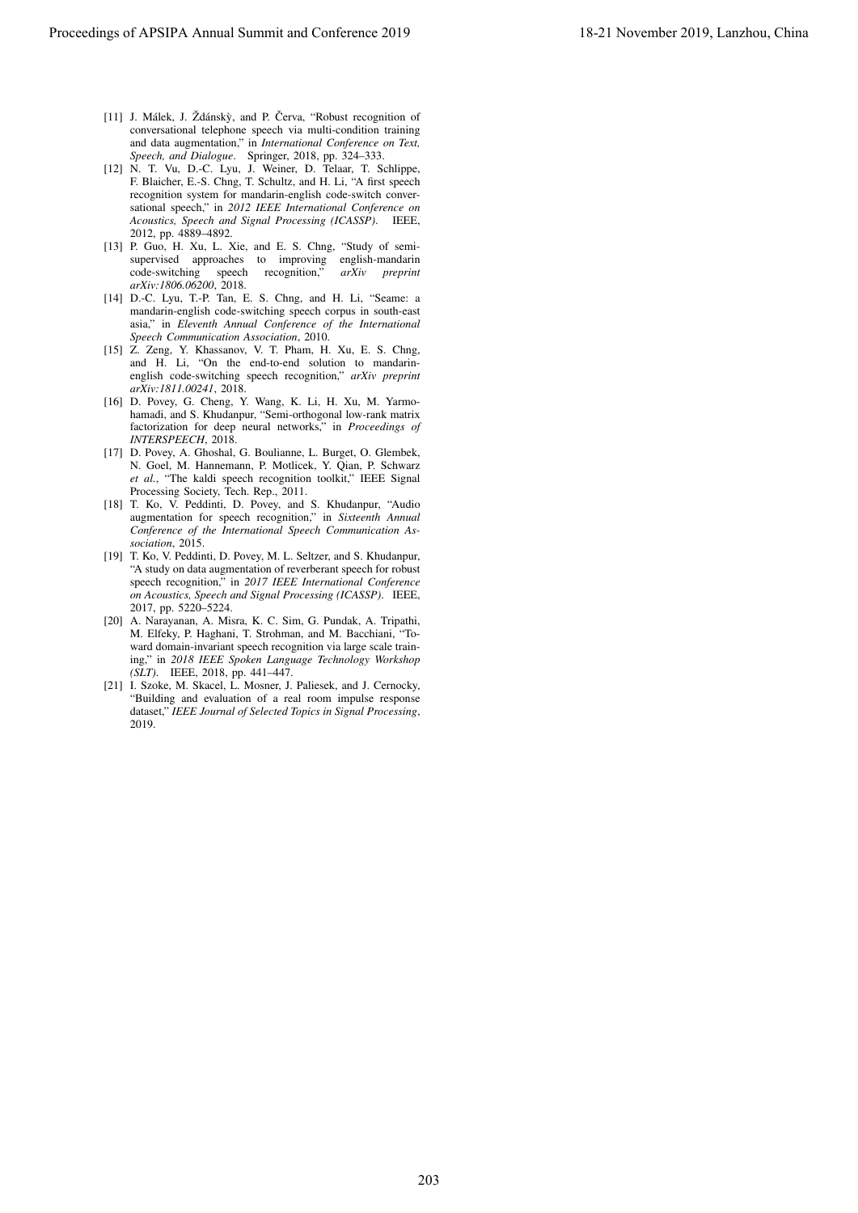[11] J. Málek, J. Žďánský, and P. Červa, "Robust recognition of conversational telephone speech via multi-condition training and data augmentation," in *International Conference on Text, Speech, and Dialogue*. Springer, 2018, pp. 324–333.

[12] N. T. Vu, D.-C. Lyu, J. Weiner, D. Telaar, T. Schlippe, F. Blaicher, E.-S. Chng, T. Schultz, and H. Li, "A first speech recognition system for mandarin-english code-switch conversational speech," in *2012 IEEE International Conference on Acoustics, Speech and Signal Processing (ICASSP)*. IEEE, 2012, pp. 4889–4892.

[13] P. Guo, H. Xu, L. Xie, and E. S. Chng, "Study of semi-supervised approaches to improving english-mandarin code-switching speech recognition," *arXiv preprint arXiv:1806.06200*, 2018.

[14] D.-C. Lyu, T.-P. Tan, E. S. Chng, and H. Li, "Seame: a mandarin-english code-switching speech corpus in south-east asia," in *Eleventh Annual Conference of the International Speech Communication Association*, 2010.

[15] Z. Zeng, Y. Khassanov, V. T. Pham, H. Xu, E. S. Chng, and H. Li, "On the end-to-end solution to mandarin-english code-switching speech recognition," *arXiv preprint arXiv:1811.00241*, 2018.

[16] D. Povey, G. Cheng, Y. Wang, K. Li, H. Xu, M. Yarmohamadi, and S. Khudanpur, "Semi-orthogonal low-rank matrix factorization for deep neural networks," in *Proceedings of INTERSPEECH*, 2018.

[17] D. Povey, A. Ghoshal, G. Boulianne, L. Burget, O. Glembek, N. Goel, M. Hannemann, P. Motlicek, Y. Qian, P. Schwarz *et al.*, "The kaldi speech recognition toolkit," IEEE Signal Processing Society, Tech. Rep., 2011.

[18] T. Ko, V. Peddinti, D. Povey, and S. Khudanpur, "Audio augmentation for speech recognition," in *Sixteenth Annual Conference of the International Speech Communication Association*, 2015.

[19] T. Ko, V. Peddinti, D. Povey, M. L. Seltzer, and S. Khudanpur, "A study on data augmentation of reverberant speech for robust speech recognition," in *2017 IEEE International Conference on Acoustics, Speech and Signal Processing (ICASSP)*. IEEE, 2017, pp. 5220–5224.

[20] A. Narayanan, A. Misra, K. C. Sim, G. Pundak, A. Tripathi, M. Elfeky, P. Haghani, T. Strohman, and M. Bacchiani, "Toward domain-invariant speech recognition via large scale training," in *2018 IEEE Spoken Language Technology Workshop (SLT)*. IEEE, 2018, pp. 441–447.

[21] I. Szoke, M. Skacel, L. Mosner, J. Paliesek, and J. Cernocky, "Building and evaluation of a real room impulse response dataset," *IEEE Journal of Selected Topics in Signal Processing*, 2019.